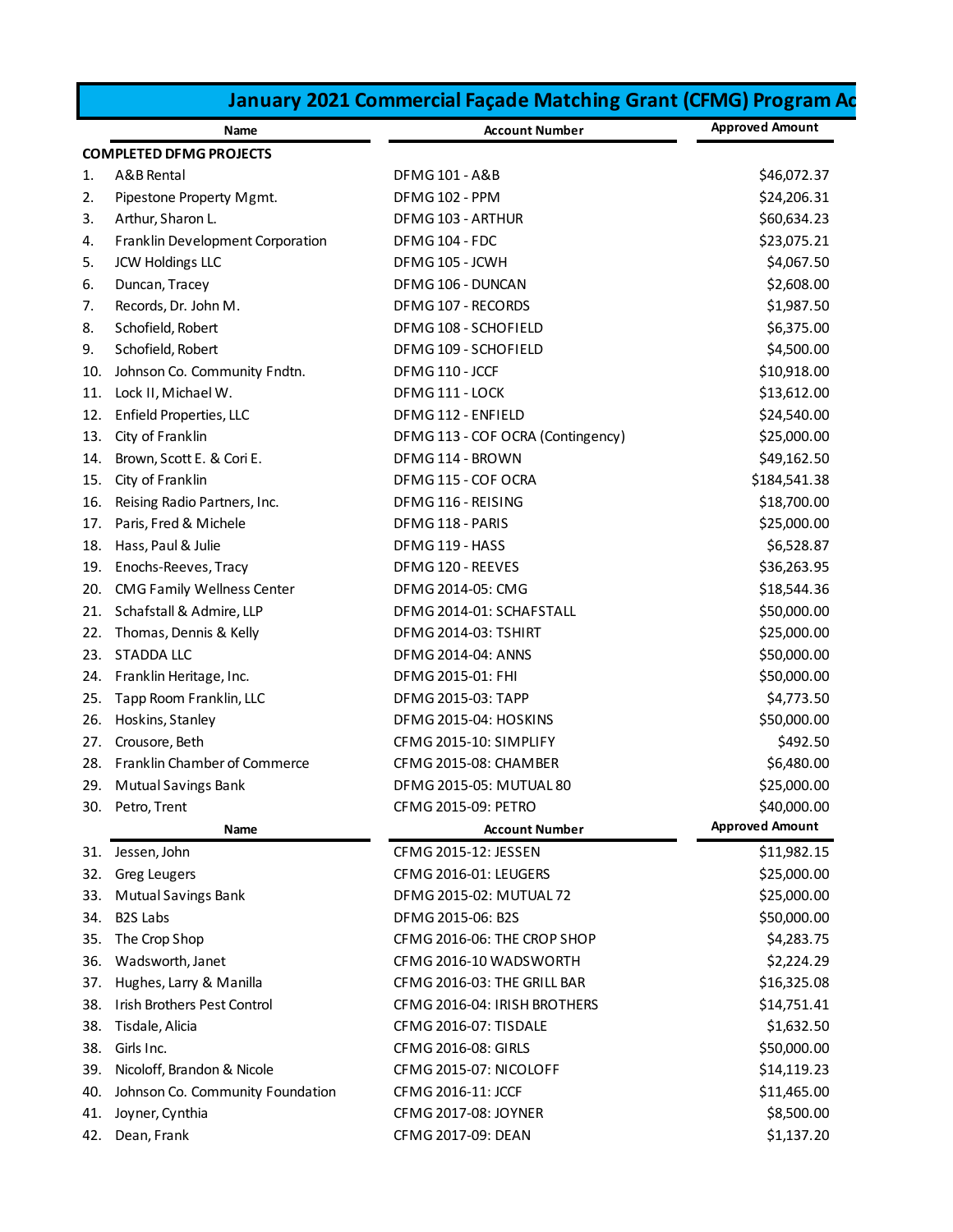# January 2021 Commercial Façade Matching Grant (CFMG) Program Ac

| | Name | Account Number | Approved Amount |
|---|---|---|---|
| **COMPLETED DFMG PROJECTS** | | | |
| 1. | A&B Rental | DFMG 101 - A&B | $46,072.37 |
| 2. | Pipestone Property Mgmt. | DFMG 102 - PPM | $24,206.31 |
| 3. | Arthur, Sharon L. | DFMG 103 - ARTHUR | $60,634.23 |
| 4. | Franklin Development Corporation | DFMG 104 - FDC | $23,075.21 |
| 5. | JCW Holdings LLC | DFMG 105 - JCWH | $4,067.50 |
| 6. | Duncan, Tracey | DFMG 106 - DUNCAN | $2,608.00 |
| 7. | Records, Dr. John M. | DFMG 107 - RECORDS | $1,987.50 |
| 8. | Schofield, Robert | DFMG 108 - SCHOFIELD | $6,375.00 |
| 9. | Schofield, Robert | DFMG 109 - SCHOFIELD | $4,500.00 |
| 10. | Johnson Co. Community Fndtn. | DFMG 110 - JCCF | $10,918.00 |
| 11. | Lock II, Michael W. | DFMG 111 - LOCK | $13,612.00 |
| 12. | Enfield Properties, LLC | DFMG 112 - ENFIELD | $24,540.00 |
| 13. | City of Franklin | DFMG 113 - COF OCRA (Contingency) | $25,000.00 |
| 14. | Brown, Scott E. & Cori E. | DFMG 114 - BROWN | $49,162.50 |
| 15. | City of Franklin | DFMG 115 - COF OCRA | $184,541.38 |
| 16. | Reising Radio Partners, Inc. | DFMG 116 - REISING | $18,700.00 |
| 17. | Paris, Fred & Michele | DFMG 118 - PARIS | $25,000.00 |
| 18. | Hass, Paul & Julie | DFMG 119 - HASS | $6,528.87 |
| 19. | Enochs-Reeves, Tracy | DFMG 120 - REEVES | $36,263.95 |
| 20. | CMG Family Wellness Center | DFMG 2014-05: CMG | $18,544.36 |
| 21. | Schafstall & Admire, LLP | DFMG 2014-01: SCHAFSTALL | $50,000.00 |
| 22. | Thomas, Dennis & Kelly | DFMG 2014-03: TSHIRT | $25,000.00 |
| 23. | STADDA LLC | DFMG 2014-04: ANNS | $50,000.00 |
| 24. | Franklin Heritage, Inc. | DFMG 2015-01: FHI | $50,000.00 |
| 25. | Tapp Room Franklin, LLC | DFMG 2015-03: TAPP | $4,773.50 |
| 26. | Hoskins, Stanley | DFMG 2015-04: HOSKINS | $50,000.00 |
| 27. | Crousore, Beth | CFMG 2015-10: SIMPLIFY | $492.50 |
| 28. | Franklin Chamber of Commerce | CFMG 2015-08: CHAMBER | $6,480.00 |
| 29. | Mutual Savings Bank | DFMG 2015-05: MUTUAL 80 | $25,000.00 |
| 30. | Petro, Trent | CFMG 2015-09: PETRO | $40,000.00 |
| 31. | Jessen, John | CFMG 2015-12: JESSEN | $11,982.15 |
| 32. | Greg Leugers | CFMG 2016-01: LEUGERS | $25,000.00 |
| 33. | Mutual Savings Bank | DFMG 2015-02: MUTUAL 72 | $25,000.00 |
| 34. | B2S Labs | DFMG 2015-06: B2S | $50,000.00 |
| 35. | The Crop Shop | CFMG 2016-06: THE CROP SHOP | $4,283.75 |
| 36. | Wadsworth, Janet | CFMG 2016-10 WADSWORTH | $2,224.29 |
| 37. | Hughes, Larry & Manilla | CFMG 2016-03: THE GRILL BAR | $16,325.08 |
| 38. | Irish Brothers Pest Control | CFMG 2016-04: IRISH BROTHERS | $14,751.41 |
| 38. | Tisdale, Alicia | CFMG 2016-07: TISDALE | $1,632.50 |
| 38. | Girls Inc. | CFMG 2016-08: GIRLS | $50,000.00 |
| 39. | Nicoloff, Brandon & Nicole | CFMG 2015-07: NICOLOFF | $14,119.23 |
| 40. | Johnson Co. Community Foundation | CFMG 2016-11: JCCF | $11,465.00 |
| 41. | Joyner, Cynthia | CFMG 2017-08: JOYNER | $8,500.00 |
| 42. | Dean, Frank | CFMG 2017-09: DEAN | $1,137.20 |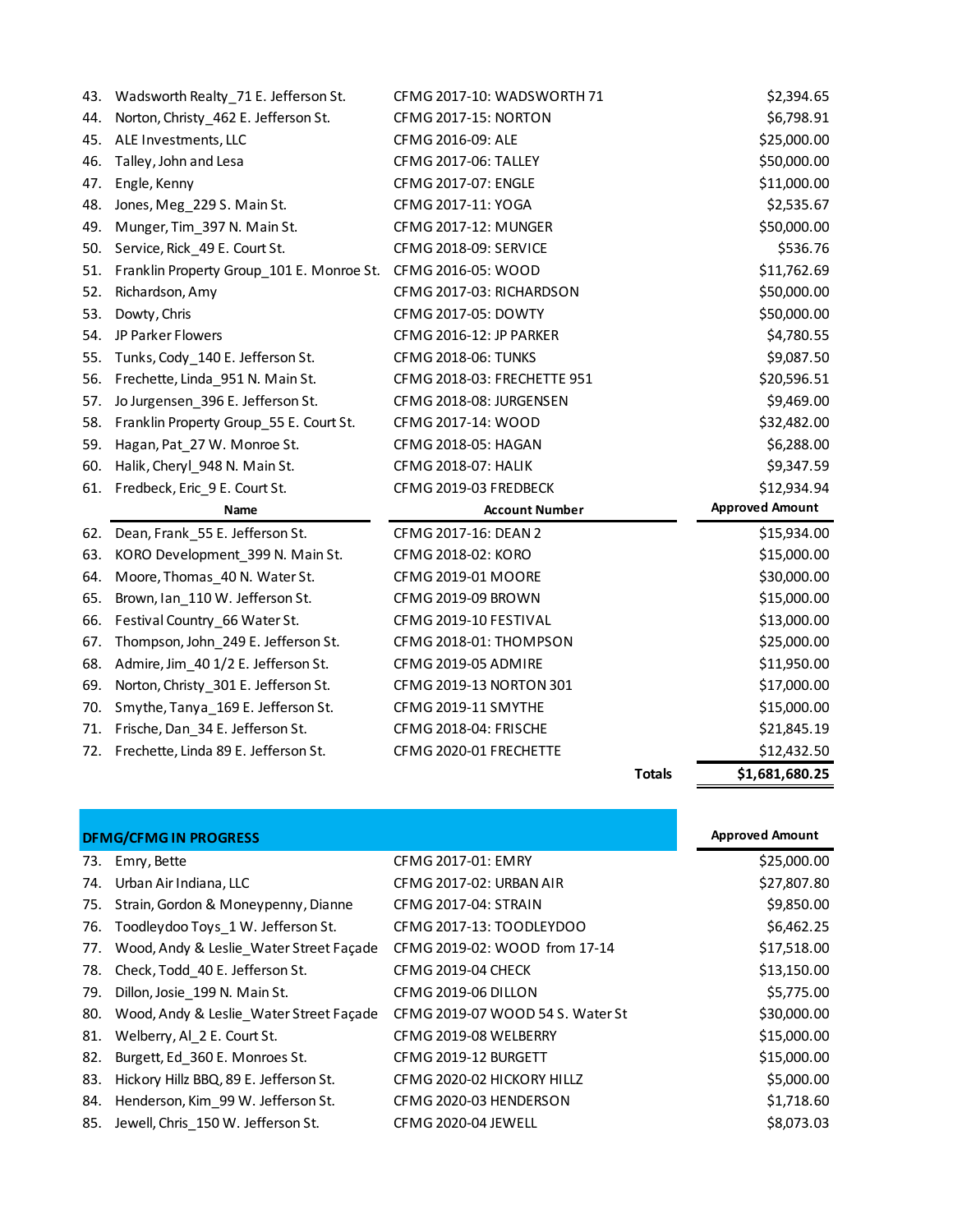| # | Name | Account Number | Approved Amount |
|---|---|---|---|
| 43. | Wadsworth Realty_71 E. Jefferson St. | CFMG 2017-10: WADSWORTH 71 | $2,394.65 |
| 44. | Norton, Christy_462 E. Jefferson St. | CFMG 2017-15: NORTON | $6,798.91 |
| 45. | ALE Investments, LLC | CFMG 2016-09: ALE | $25,000.00 |
| 46. | Talley, John and Lesa | CFMG 2017-06: TALLEY | $50,000.00 |
| 47. | Engle, Kenny | CFMG 2017-07: ENGLE | $11,000.00 |
| 48. | Jones, Meg_229 S. Main St. | CFMG 2017-11: YOGA | $2,535.67 |
| 49. | Munger, Tim_397 N. Main St. | CFMG 2017-12: MUNGER | $50,000.00 |
| 50. | Service, Rick_49 E. Court St. | CFMG 2018-09: SERVICE | $536.76 |
| 51. | Franklin Property Group_101 E. Monroe St. | CFMG 2016-05: WOOD | $11,762.69 |
| 52. | Richardson, Amy | CFMG 2017-03: RICHARDSON | $50,000.00 |
| 53. | Dowty, Chris | CFMG 2017-05: DOWTY | $50,000.00 |
| 54. | JP Parker Flowers | CFMG 2016-12: JP PARKER | $4,780.55 |
| 55. | Tunks, Cody_140 E. Jefferson St. | CFMG 2018-06: TUNKS | $9,087.50 |
| 56. | Frechette, Linda_951 N. Main St. | CFMG 2018-03: FRECHETTE 951 | $20,596.51 |
| 57. | Jo Jurgensen_396 E. Jefferson St. | CFMG 2018-08: JURGENSEN | $9,469.00 |
| 58. | Franklin Property Group_55 E. Court St. | CFMG 2017-14: WOOD | $32,482.00 |
| 59. | Hagan, Pat_27 W. Monroe St. | CFMG 2018-05: HAGAN | $6,288.00 |
| 60. | Halik, Cheryl_948 N. Main St. | CFMG 2018-07: HALIK | $9,347.59 |
| 61. | Fredbeck, Eric_9 E. Court St. | CFMG 2019-03 FREDBECK | $12,934.94 |

| # | Name | Account Number | Approved Amount |
|---|---|---|---|
| 62. | Dean, Frank_55 E. Jefferson St. | CFMG 2017-16: DEAN 2 | $15,934.00 |
| 63. | KORO Development_399 N. Main St. | CFMG 2018-02: KORO | $15,000.00 |
| 64. | Moore, Thomas_40 N. Water St. | CFMG 2019-01 MOORE | $30,000.00 |
| 65. | Brown, Ian_110 W. Jefferson St. | CFMG 2019-09 BROWN | $15,000.00 |
| 66. | Festival Country_66 Water St. | CFMG 2019-10 FESTIVAL | $13,000.00 |
| 67. | Thompson, John_249 E. Jefferson St. | CFMG 2018-01: THOMPSON | $25,000.00 |
| 68. | Admire, Jim_40 1/2 E. Jefferson St. | CFMG 2019-05 ADMIRE | $11,950.00 |
| 69. | Norton, Christy_301 E. Jefferson St. | CFMG 2019-13 NORTON 301 | $17,000.00 |
| 70. | Smythe, Tanya_169 E. Jefferson St. | CFMG 2019-11 SMYTHE | $15,000.00 |
| 71. | Frische, Dan_34 E. Jefferson St. | CFMG 2018-04: FRISCHE | $21,845.19 |
| 72. | Frechette, Linda 89 E. Jefferson St. | CFMG 2020-01 FRECHETTE | $12,432.50 |
| | | **Totals** | **$1,681,680.25** |

## DFMG/CFMG IN PROGRESS

| # | Name | Account Number | Approved Amount |
|---|---|---|---|
| 73. | Emry, Bette | CFMG 2017-01: EMRY | $25,000.00 |
| 74. | Urban Air Indiana, LLC | CFMG 2017-02: URBAN AIR | $27,807.80 |
| 75. | Strain, Gordon & Moneypenny, Dianne | CFMG 2017-04: STRAIN | $9,850.00 |
| 76. | Toodleydoo Toys_1 W. Jefferson St. | CFMG 2017-13: TOODLEYDOO | $6,462.25 |
| 77. | Wood, Andy & Leslie_Water Street Façade | CFMG 2019-02: WOOD from 17-14 | $17,518.00 |
| 78. | Check, Todd_40 E. Jefferson St. | CFMG 2019-04 CHECK | $13,150.00 |
| 79. | Dillon, Josie_199 N. Main St. | CFMG 2019-06 DILLON | $5,775.00 |
| 80. | Wood, Andy & Leslie_Water Street Façade | CFMG 2019-07 WOOD 54 S. Water St | $30,000.00 |
| 81. | Welberry, Al_2 E. Court St. | CFMG 2019-08 WELBERRY | $15,000.00 |
| 82. | Burgett, Ed_360 E. Monroes St. | CFMG 2019-12 BURGETT | $15,000.00 |
| 83. | Hickory Hillz BBQ, 89 E. Jefferson St. | CFMG 2020-02 HICKORY HILLZ | $5,000.00 |
| 84. | Henderson, Kim_99 W. Jefferson St. | CFMG 2020-03 HENDERSON | $1,718.60 |
| 85. | Jewell, Chris_150 W. Jefferson St. | CFMG 2020-04 JEWELL | $8,073.03 |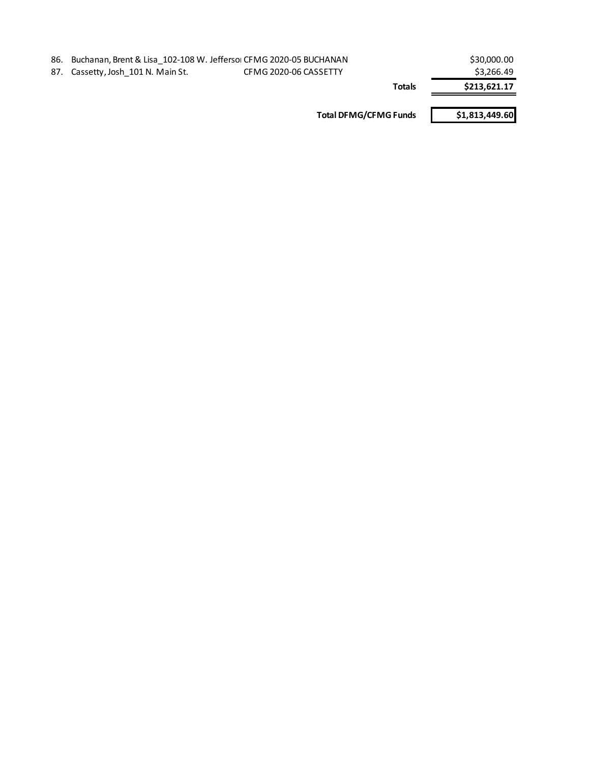| | | | |
|---|---|---|---|
| 86. | Buchanan, Brent & Lisa_102-108 W. Jeffersoı | CFMG 2020-05 BUCHANAN | $30,000.00 |
| 87. | Cassetty, Josh_101 N. Main St. | CFMG 2020-06 CASSETTY | $3,266.49 |
| | | **Totals** | **$213,621.17** |
| | | **Total DFMG/CFMG Funds** | **$1,813,449.60** |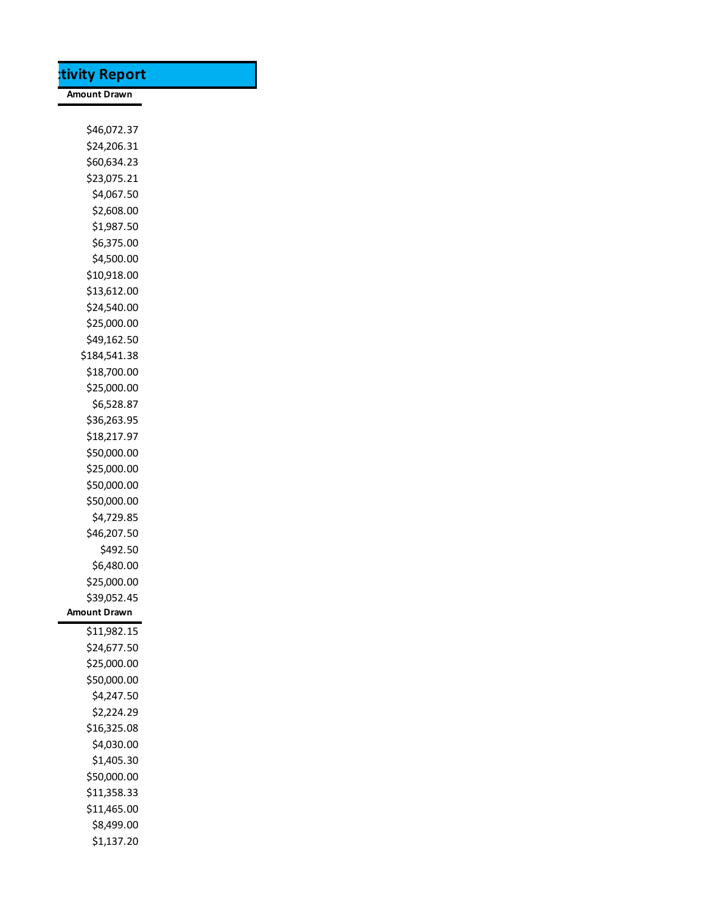## tivity Report

| Amount Drawn |
|---|
| $46,072.37 |
| $24,206.31 |
| $60,634.23 |
| $23,075.21 |
| $4,067.50 |
| $2,608.00 |
| $1,987.50 |
| $6,375.00 |
| $4,500.00 |
| $10,918.00 |
| $13,612.00 |
| $24,540.00 |
| $25,000.00 |
| $49,162.50 |
| $184,541.38 |
| $18,700.00 |
| $25,000.00 |
| $6,528.87 |
| $36,263.95 |
| $18,217.97 |
| $50,000.00 |
| $25,000.00 |
| $50,000.00 |
| $50,000.00 |
| $4,729.85 |
| $46,207.50 |
| $492.50 |
| $6,480.00 |
| $25,000.00 |
| $39,052.45 |

| Amount Drawn |
|---|
| $11,982.15 |
| $24,677.50 |
| $25,000.00 |
| $50,000.00 |
| $4,247.50 |
| $2,224.29 |
| $16,325.08 |
| $4,030.00 |
| $1,405.30 |
| $50,000.00 |
| $11,358.33 |
| $11,465.00 |
| $8,499.00 |
| $1,137.20 |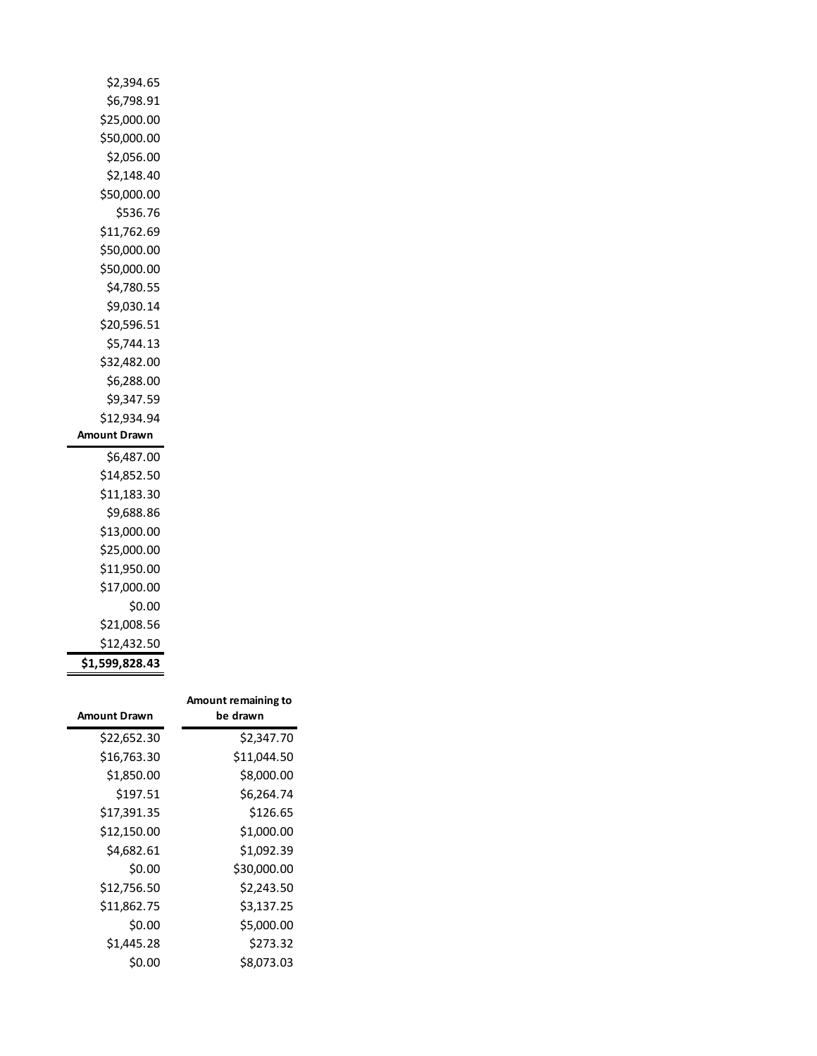| |
|---|
| $2,394.65 |
| $6,798.91 |
| $25,000.00 |
| $50,000.00 |
| $2,056.00 |
| $2,148.40 |
| $50,000.00 |
| $536.76 |
| $11,762.69 |
| $50,000.00 |
| $50,000.00 |
| $4,780.55 |
| $9,030.14 |
| $20,596.51 |
| $5,744.13 |
| $32,482.00 |
| $6,288.00 |
| $9,347.59 |
| $12,934.94 |

| Amount Drawn |
|---|
| $6,487.00 |
| $14,852.50 |
| $11,183.30 |
| $9,688.86 |
| $13,000.00 |
| $25,000.00 |
| $11,950.00 |
| $17,000.00 |
| $0.00 |
| $21,008.56 |
| $12,432.50 |
| **$1,599,828.43** |

| Amount Drawn | Amount remaining to be drawn |
|---|---|
| $22,652.30 | $2,347.70 |
| $16,763.30 | $11,044.50 |
| $1,850.00 | $8,000.00 |
| $197.51 | $6,264.74 |
| $17,391.35 | $126.65 |
| $12,150.00 | $1,000.00 |
| $4,682.61 | $1,092.39 |
| $0.00 | $30,000.00 |
| $12,756.50 | $2,243.50 |
| $11,862.75 | $3,137.25 |
| $0.00 | $5,000.00 |
| $1,445.28 | $273.32 |
| $0.00 | $8,073.03 |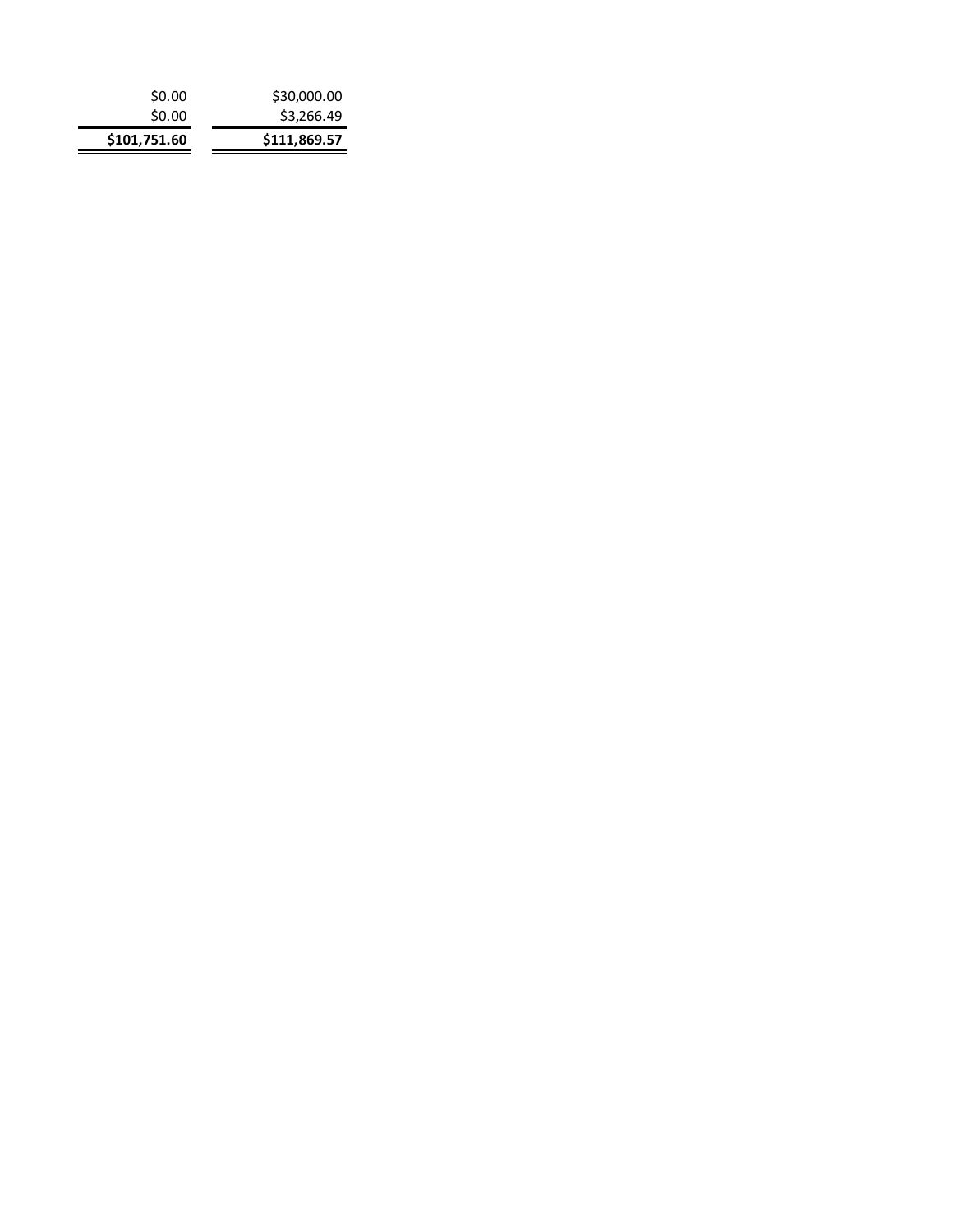| | |
|---|---|
| $0.00 | $30,000.00 |
| $0.00 | $3,266.49 |
| **$101,751.60** | **$111,869.57** |